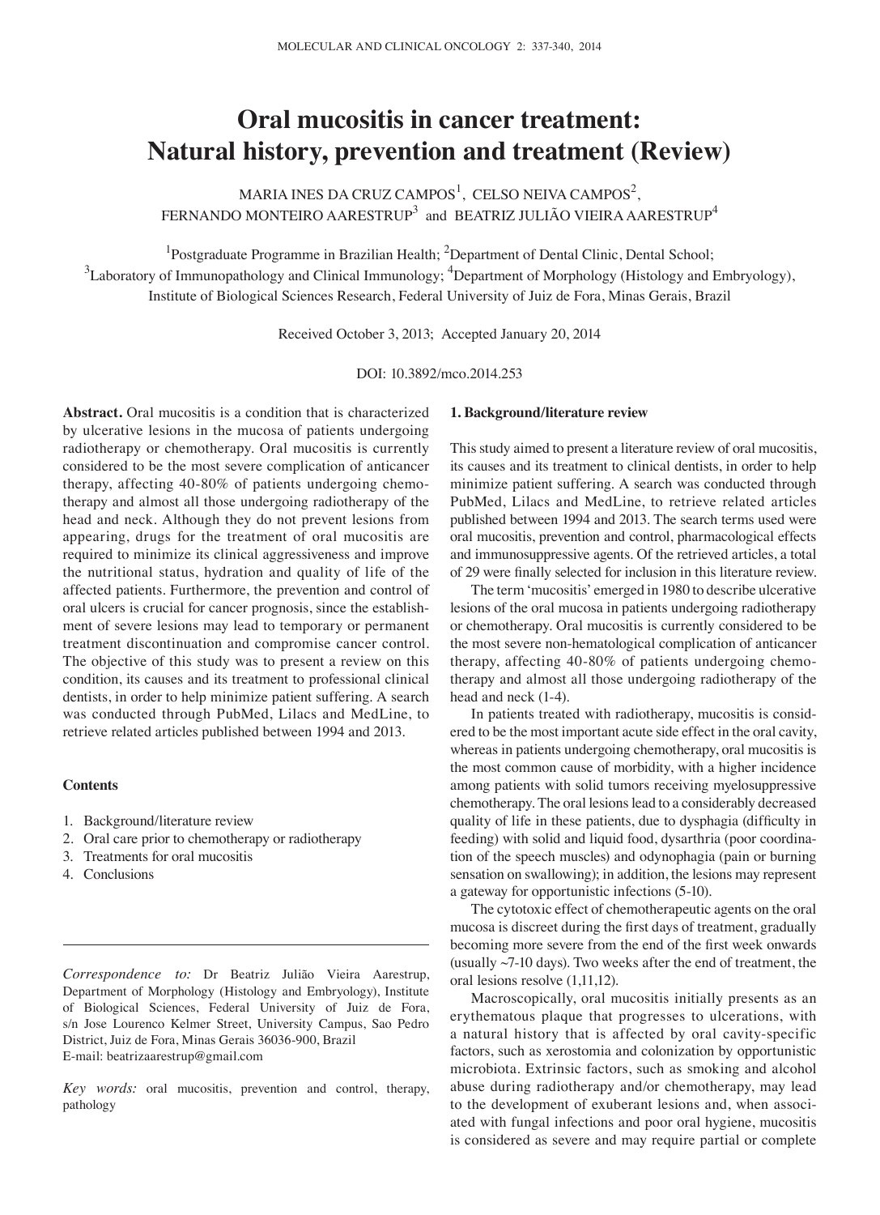# Oral mucositis in cancer treatment: Natural history, prevention and treatment (Review)

MARIA INES DA CRUZ CAMPOS[1], CELSO NEIVA CAMPOS[2], FERNANDO MONTEIRO AARESTRUP[3] and BEATRIZ JULIÃO VIEIRA AARESTRUP[4]

[1]Postgraduate Programme in Brazilian Health; [2]Department of Dental Clinic, Dental School; [3]Laboratory of Immunopathology and Clinical Immunology; [4]Department of Morphology (Histology and Embryology), Institute of Biological Sciences Research, Federal University of Juiz de Fora, Minas Gerais, Brazil

Received October 3, 2013; Accepted January 20, 2014

DOI: 10.3892/mco.2014.253

**Abstract.** Oral mucositis is a condition that is characterized by ulcerative lesions in the mucosa of patients undergoing radiotherapy or chemotherapy. Oral mucositis is currently considered to be the most severe complication of anticancer therapy, affecting 40-80% of patients undergoing chemotherapy and almost all those undergoing radiotherapy of the head and neck. Although they do not prevent lesions from appearing, drugs for the treatment of oral mucositis are required to minimize its clinical aggressiveness and improve the nutritional status, hydration and quality of life of the affected patients. Furthermore, the prevention and control of oral ulcers is crucial for cancer prognosis, since the establishment of severe lesions may lead to temporary or permanent treatment discontinuation and compromise cancer control. The objective of this study was to present a review on this condition, its causes and its treatment to professional clinical dentists, in order to help minimize patient suffering. A search was conducted through PubMed, Lilacs and MedLine, to retrieve related articles published between 1994 and 2013.

**Contents**

1. Background/literature review
2. Oral care prior to chemotherapy or radiotherapy
3. Treatments for oral mucositis
4. Conclusions

*Correspondence to:* Dr Beatriz Julião Vieira Aarestrup, Department of Morphology (Histology and Embryology), Institute of Biological Sciences, Federal University of Juiz de Fora, s/n Jose Lourenco Kelmer Street, University Campus, Sao Pedro District, Juiz de Fora, Minas Gerais 36036-900, Brazil
E-mail: beatrizaarestrup@gmail.com

*Key words:* oral mucositis, prevention and control, therapy, pathology

## 1. Background/literature review

This study aimed to present a literature review of oral mucositis, its causes and its treatment to clinical dentists, in order to help minimize patient suffering. A search was conducted through PubMed, Lilacs and MedLine, to retrieve related articles published between 1994 and 2013. The search terms used were oral mucositis, prevention and control, pharmacological effects and immunosuppressive agents. Of the retrieved articles, a total of 29 were finally selected for inclusion in this literature review.

The term 'mucositis' emerged in 1980 to describe ulcerative lesions of the oral mucosa in patients undergoing radiotherapy or chemotherapy. Oral mucositis is currently considered to be the most severe non-hematological complication of anticancer therapy, affecting 40-80% of patients undergoing chemotherapy and almost all those undergoing radiotherapy of the head and neck (1-4).

In patients treated with radiotherapy, mucositis is considered to be the most important acute side effect in the oral cavity, whereas in patients undergoing chemotherapy, oral mucositis is the most common cause of morbidity, with a higher incidence among patients with solid tumors receiving myelosuppressive chemotherapy. The oral lesions lead to a considerably decreased quality of life in these patients, due to dysphagia (difficulty in feeding) with solid and liquid food, dysarthria (poor coordination of the speech muscles) and odynophagia (pain or burning sensation on swallowing); in addition, the lesions may represent a gateway for opportunistic infections (5-10).

The cytotoxic effect of chemotherapeutic agents on the oral mucosa is discreet during the first days of treatment, gradually becoming more severe from the end of the first week onwards (usually ~7-10 days). Two weeks after the end of treatment, the oral lesions resolve (1,11,12).

Macroscopically, oral mucositis initially presents as an erythematous plaque that progresses to ulcerations, with a natural history that is affected by oral cavity-specific factors, such as xerostomia and colonization by opportunistic microbiota. Extrinsic factors, such as smoking and alcohol abuse during radiotherapy and/or chemotherapy, may lead to the development of exuberant lesions and, when associated with fungal infections and poor oral hygiene, mucositis is considered as severe and may require partial or complete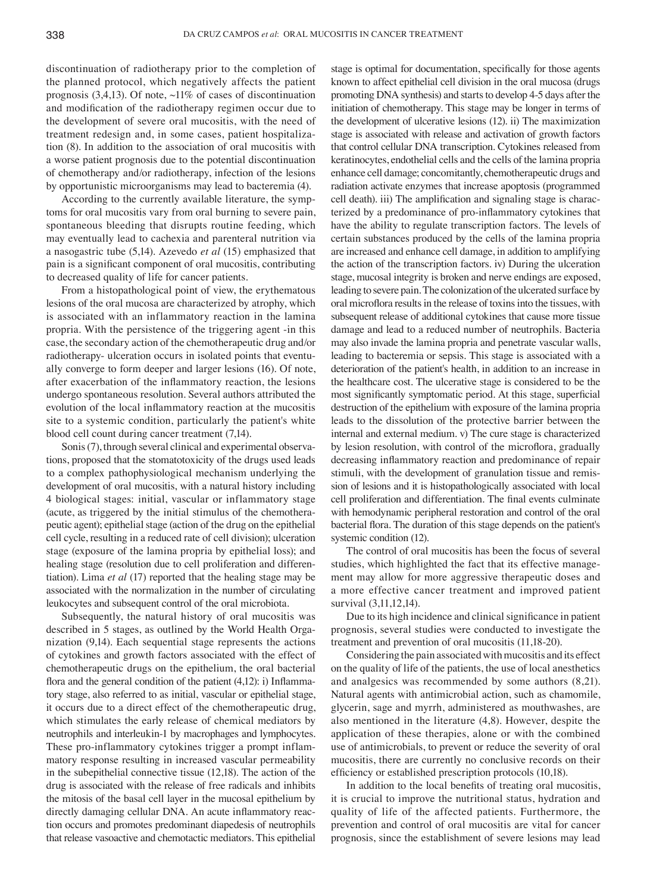discontinuation of radiotherapy prior to the completion of the planned protocol, which negatively affects the patient prognosis (3,4,13). Of note, ~11% of cases of discontinuation and modification of the radiotherapy regimen occur due to the development of severe oral mucositis, with the need of treatment redesign and, in some cases, patient hospitalization (8). In addition to the association of oral mucositis with a worse patient prognosis due to the potential discontinuation of chemotherapy and/or radiotherapy, infection of the lesions by opportunistic microorganisms may lead to bacteremia (4).

According to the currently available literature, the symptoms for oral mucositis vary from oral burning to severe pain, spontaneous bleeding that disrupts routine feeding, which may eventually lead to cachexia and parenteral nutrition via a nasogastric tube (5,14). Azevedo *et al* (15) emphasized that pain is a significant component of oral mucositis, contributing to decreased quality of life for cancer patients.

From a histopathological point of view, the erythematous lesions of the oral mucosa are characterized by atrophy, which is associated with an inflammatory reaction in the lamina propria. With the persistence of the triggering agent -in this case, the secondary action of the chemotherapeutic drug and/or radiotherapy- ulceration occurs in isolated points that eventually converge to form deeper and larger lesions (16). Of note, after exacerbation of the inflammatory reaction, the lesions undergo spontaneous resolution. Several authors attributed the evolution of the local inflammatory reaction at the mucositis site to a systemic condition, particularly the patient's white blood cell count during cancer treatment (7,14).

Sonis (7), through several clinical and experimental observations, proposed that the stomatotoxicity of the drugs used leads to a complex pathophysiological mechanism underlying the development of oral mucositis, with a natural history including 4 biological stages: initial, vascular or inflammatory stage (acute, as triggered by the initial stimulus of the chemotherapeutic agent); epithelial stage (action of the drug on the epithelial cell cycle, resulting in a reduced rate of cell division); ulceration stage (exposure of the lamina propria by epithelial loss); and healing stage (resolution due to cell proliferation and differentiation). Lima *et al* (17) reported that the healing stage may be associated with the normalization in the number of circulating leukocytes and subsequent control of the oral microbiota.

Subsequently, the natural history of oral mucositis was described in 5 stages, as outlined by the World Health Organization (9,14). Each sequential stage represents the actions of cytokines and growth factors associated with the effect of chemotherapeutic drugs on the epithelium, the oral bacterial flora and the general condition of the patient (4,12): i) Inflammatory stage, also referred to as initial, vascular or epithelial stage, it occurs due to a direct effect of the chemotherapeutic drug, which stimulates the early release of chemical mediators by neutrophils and interleukin-1 by macrophages and lymphocytes. These pro-inflammatory cytokines trigger a prompt inflammatory response resulting in increased vascular permeability in the subepithelial connective tissue (12,18). The action of the drug is associated with the release of free radicals and inhibits the mitosis of the basal cell layer in the mucosal epithelium by directly damaging cellular DNA. An acute inflammatory reaction occurs and promotes predominant diapedesis of neutrophils that release vasoactive and chemotactic mediators. This epithelial stage is optimal for documentation, specifically for those agents known to affect epithelial cell division in the oral mucosa (drugs promoting DNA synthesis) and starts to develop 4-5 days after the initiation of chemotherapy. This stage may be longer in terms of the development of ulcerative lesions (12). ii) The maximization stage is associated with release and activation of growth factors that control cellular DNA transcription. Cytokines released from keratinocytes, endothelial cells and the cells of the lamina propria enhance cell damage; concomitantly, chemotherapeutic drugs and radiation activate enzymes that increase apoptosis (programmed cell death). iii) The amplification and signaling stage is characterized by a predominance of pro-inflammatory cytokines that have the ability to regulate transcription factors. The levels of certain substances produced by the cells of the lamina propria are increased and enhance cell damage, in addition to amplifying the action of the transcription factors. iv) During the ulceration stage, mucosal integrity is broken and nerve endings are exposed, leading to severe pain. The colonization of the ulcerated surface by oral microflora results in the release of toxins into the tissues, with subsequent release of additional cytokines that cause more tissue damage and lead to a reduced number of neutrophils. Bacteria may also invade the lamina propria and penetrate vascular walls, leading to bacteremia or sepsis. This stage is associated with a deterioration of the patient's health, in addition to an increase in the healthcare cost. The ulcerative stage is considered to be the most significantly symptomatic period. At this stage, superficial destruction of the epithelium with exposure of the lamina propria leads to the dissolution of the protective barrier between the internal and external medium. v) The cure stage is characterized by lesion resolution, with control of the microflora, gradually decreasing inflammatory reaction and predominance of repair stimuli, with the development of granulation tissue and remission of lesions and it is histopathologically associated with local cell proliferation and differentiation. The final events culminate with hemodynamic peripheral restoration and control of the oral bacterial flora. The duration of this stage depends on the patient's systemic condition (12).

The control of oral mucositis has been the focus of several studies, which highlighted the fact that its effective management may allow for more aggressive therapeutic doses and a more effective cancer treatment and improved patient survival (3,11,12,14).

Due to its high incidence and clinical significance in patient prognosis, several studies were conducted to investigate the treatment and prevention of oral mucositis (11,18-20).

Considering the pain associated with mucositis and its effect on the quality of life of the patients, the use of local anesthetics and analgesics was recommended by some authors (8,21). Natural agents with antimicrobial action, such as chamomile, glycerin, sage and myrrh, administered as mouthwashes, are also mentioned in the literature (4,8). However, despite the application of these therapies, alone or with the combined use of antimicrobials, to prevent or reduce the severity of oral mucositis, there are currently no conclusive records on their efficiency or established prescription protocols (10,18).

In addition to the local benefits of treating oral mucositis, it is crucial to improve the nutritional status, hydration and quality of life of the affected patients. Furthermore, the prevention and control of oral mucositis are vital for cancer prognosis, since the establishment of severe lesions may lead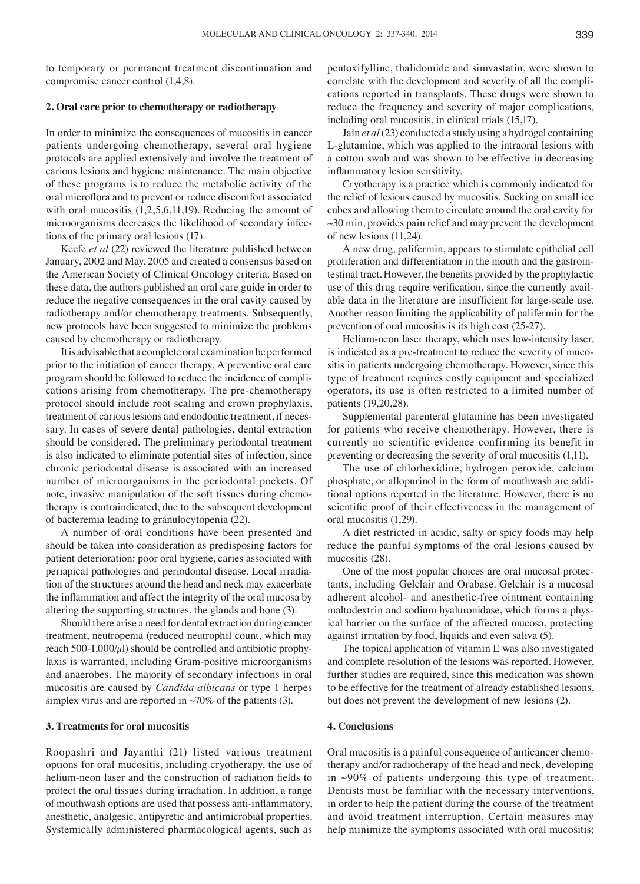to temporary or permanent treatment discontinuation and compromise cancer control (1,4,8).

## 2. Oral care prior to chemotherapy or radiotherapy

In order to minimize the consequences of mucositis in cancer patients undergoing chemotherapy, several oral hygiene protocols are applied extensively and involve the treatment of carious lesions and hygiene maintenance. The main objective of these programs is to reduce the metabolic activity of the oral microflora and to prevent or reduce discomfort associated with oral mucositis (1,2,5,6,11,19). Reducing the amount of microorganisms decreases the likelihood of secondary infections of the primary oral lesions (17).

Keefe *et al* (22) reviewed the literature published between January, 2002 and May, 2005 and created a consensus based on the American Society of Clinical Oncology criteria. Based on these data, the authors published an oral care guide in order to reduce the negative consequences in the oral cavity caused by radiotherapy and/or chemotherapy treatments. Subsequently, new protocols have been suggested to minimize the problems caused by chemotherapy or radiotherapy.

It is advisable that a complete oral examination be performed prior to the initiation of cancer therapy. A preventive oral care program should be followed to reduce the incidence of complications arising from chemotherapy. The pre-chemotherapy protocol should include root scaling and crown prophylaxis, treatment of carious lesions and endodontic treatment, if necessary. In cases of severe dental pathologies, dental extraction should be considered. The preliminary periodontal treatment is also indicated to eliminate potential sites of infection, since chronic periodontal disease is associated with an increased number of microorganisms in the periodontal pockets. Of note, invasive manipulation of the soft tissues during chemotherapy is contraindicated, due to the subsequent development of bacteremia leading to granulocytopenia (22).

A number of oral conditions have been presented and should be taken into consideration as predisposing factors for patient deterioration: poor oral hygiene, caries associated with periapical pathologies and periodontal disease. Local irradiation of the structures around the head and neck may exacerbate the inflammation and affect the integrity of the oral mucosa by altering the supporting structures, the glands and bone (3).

Should there arise a need for dental extraction during cancer treatment, neutropenia (reduced neutrophil count, which may reach 500-1,000/$\mu$l) should be controlled and antibiotic prophylaxis is warranted, including Gram-positive microorganisms and anaerobes. The majority of secondary infections in oral mucositis are caused by *Candida albicans* or type 1 herpes simplex virus and are reported in ~70% of the patients (3).

## 3. Treatments for oral mucositis

Roopashri and Jayanthi (21) listed various treatment options for oral mucositis, including cryotherapy, the use of helium-neon laser and the construction of radiation fields to protect the oral tissues during irradiation. In addition, a range of mouthwash options are used that possess anti-inflammatory, anesthetic, analgesic, antipyretic and antimicrobial properties. Systemically administered pharmacological agents, such as pentoxifylline, thalidomide and simvastatin, were shown to correlate with the development and severity of all the complications reported in transplants. These drugs were shown to reduce the frequency and severity of major complications, including oral mucositis, in clinical trials (15,17).

Jain *et al* (23) conducted a study using a hydrogel containing L-glutamine, which was applied to the intraoral lesions with a cotton swab and was shown to be effective in decreasing inflammatory lesion sensitivity.

Cryotherapy is a practice which is commonly indicated for the relief of lesions caused by mucositis. Sucking on small ice cubes and allowing them to circulate around the oral cavity for ~30 min, provides pain relief and may prevent the development of new lesions (11,24).

A new drug, palifermin, appears to stimulate epithelial cell proliferation and differentiation in the mouth and the gastrointestinal tract. However, the benefits provided by the prophylactic use of this drug require verification, since the currently available data in the literature are insufficient for large-scale use. Another reason limiting the applicability of palifermin for the prevention of oral mucositis is its high cost (25-27).

Helium-neon laser therapy, which uses low-intensity laser, is indicated as a pre-treatment to reduce the severity of mucositis in patients undergoing chemotherapy. However, since this type of treatment requires costly equipment and specialized operators, its use is often restricted to a limited number of patients (19,20,28).

Supplemental parenteral glutamine has been investigated for patients who receive chemotherapy. However, there is currently no scientific evidence confirming its benefit in preventing or decreasing the severity of oral mucositis (1,11).

The use of chlorhexidine, hydrogen peroxide, calcium phosphate, or allopurinol in the form of mouthwash are additional options reported in the literature. However, there is no scientific proof of their effectiveness in the management of oral mucositis (1,29).

A diet restricted in acidic, salty or spicy foods may help reduce the painful symptoms of the oral lesions caused by mucositis (28).

One of the most popular choices are oral mucosal protectants, including Gelclair and Orabase. Gelclair is a mucosal adherent alcohol- and anesthetic-free ointment containing maltodextrin and sodium hyaluronidase, which forms a physical barrier on the surface of the affected mucosa, protecting against irritation by food, liquids and even saliva (5).

The topical application of vitamin E was also investigated and complete resolution of the lesions was reported. However, further studies are required, since this medication was shown to be effective for the treatment of already established lesions, but does not prevent the development of new lesions (2).

## 4. Conclusions

Oral mucositis is a painful consequence of anticancer chemotherapy and/or radiotherapy of the head and neck, developing in ~90% of patients undergoing this type of treatment. Dentists must be familiar with the necessary interventions, in order to help the patient during the course of the treatment and avoid treatment interruption. Certain measures may help minimize the symptoms associated with oral mucositis;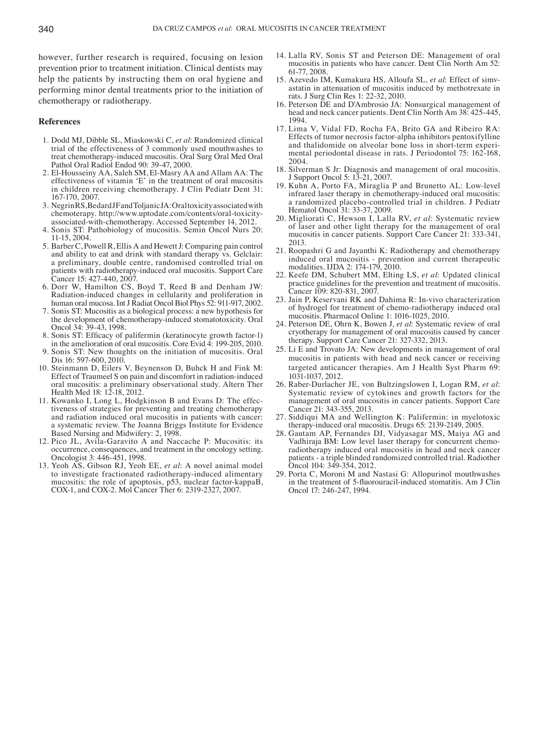however, further research is required, focusing on lesion prevention prior to treatment initiation. Clinical dentists may help the patients by instructing them on oral hygiene and performing minor dental treatments prior to the initiation of chemotherapy or radiotherapy.

## References

1. Dodd MJ, Dibble SL, Miaskowski C, *et al*: Randomized clinical trial of the effectiveness of 3 commonly used mouthwashes to treat chemotherapy-induced mucositis. Oral Surg Oral Med Oral Pathol Oral Radiol Endod 90: 39-47, 2000.
2. El-Housseiny AA, Saleh SM, El-Masry AA and Allam AA: The effectiveness of vitamin 'E' in the treatment of oral mucositis in children receiving chemotherapy. J Clin Pediatr Dent 31: 167-170, 2007.
3. Negrin RS, Bedard JF and Toljanic JA: Oral toxicity associated with chemotherapy. http://www.uptodate.com/contents/oral-toxicity-associated-with-chemotherapy. Accessed September 14, 2012.
4. Sonis ST: Pathobiology of mucositis. Semin Oncol Nurs 20: 11-15, 2004.
5. Barber C, Powell R, Ellis A and Hewett J: Comparing pain control and ability to eat and drink with standard therapy vs. Gelclair: a preliminary, double centre, randomised controlled trial on patients with radiotherapy-induced oral mucositis. Support Care Cancer 15: 427-440, 2007.
6. Dorr W, Hamilton CS, Boyd T, Reed B and Denham JW: Radiation-induced changes in cellularity and proliferation in human oral mucosa. Int J Radiat Oncol Biol Phys 52: 911-917, 2002.
7. Sonis ST: Mucositis as a biological process: a new hypothesis for the development of chemotherapy-induced stomatotoxicity. Oral Oncol 34: 39-43, 1998.
8. Sonis ST: Efficacy of palifermin (keratinocyte growth factor-1) in the amelioration of oral mucositis. Core Evid 4: 199-205, 2010.
9. Sonis ST: New thoughts on the initiation of mucositis. Oral Dis 16: 597-600, 2010.
10. Steinmann D, Eilers V, Beynenson D, Buhck H and Fink M: Effect of Traumeel S on pain and discomfort in radiation-induced oral mucositis: a preliminary observational study. Altern Ther Health Med 18: 12-18, 2012.
11. Kowanko I, Long L, Hodgkinson B and Evans D: The effectiveness of strategies for preventing and treating chemotherapy and radiation induced oral mucositis in patients with cancer: a systematic review. The Joanna Briggs Institute for Evidence Based Nursing and Midwifery: 2, 1998.
12. Pico JL, Avila-Garavito A and Naccache P: Mucositis: its occurrence, consequences, and treatment in the oncology setting. Oncologist 3: 446-451, 1998.
13. Yeoh AS, Gibson RJ, Yeoh EE, *et al*: A novel animal model to investigate fractionated radiotherapy-induced alimentary mucositis: the role of apoptosis, p53, nuclear factor-kappaB, COX-1, and COX-2. Mol Cancer Ther 6: 2319-2327, 2007.
14. Lalla RV, Sonis ST and Peterson DE: Management of oral mucositis in patients who have cancer. Dent Clin North Am 52: 61-77, 2008.
15. Azevedo IM, Kumakura HS, Alloufa SL, *et al*: Effect of simvastatin in attenuation of mucositis induced by methotrexate in rats. J Surg Clin Res 1: 22-32, 2010.
16. Peterson DE and D'Ambrosio JA: Nonsurgical management of head and neck cancer patients. Dent Clin North Am 38: 425-445, 1994.
17. Lima V, Vidal FD, Rocha FA, Brito GA and Ribeiro RA: Effects of tumor necrosis factor-alpha inhibitors pentoxifylline and thalidomide on alveolar bone loss in short-term experimental periodontal disease in rats. J Periodontol 75: 162-168, 2004.
18. Silverman S Jr: Diagnosis and management of oral mucositis. J Support Oncol 5: 13-21, 2007.
19. Kuhn A, Porto FA, Miraglia P and Brunetto AL: Low-level infrared laser therapy in chemotherapy-induced oral mucositis: a randomized placebo-controlled trial in children. J Pediatr Hematol Oncol 31: 33-37, 2009.
20. Migliorati C, Hewson I, Lalla RV, *et al*: Systematic review of laser and other light therapy for the management of oral mucositis in cancer patients. Support Care Cancer 21: 333-341, 2013.
21. Roopashri G and Jayanthi K: Radiotherapy and chemotherapy induced oral mucositis - prevention and current therapeutic modalities. IJDA 2: 174-179, 2010.
22. Keefe DM, Schubert MM, Elting LS, *et al*: Updated clinical practice guidelines for the prevention and treatment of mucositis. Cancer 109: 820-831, 2007.
23. Jain P, Keservani RK and Dahima R: In-vivo characterization of hydrogel for treatment of chemo-radiotherapy induced oral mucositis. Pharmacol Online 1: 1016-1025, 2010.
24. Peterson DE, Ohrn K, Bowen J, *et al*: Systematic review of oral cryotherapy for management of oral mucositis caused by cancer therapy. Support Care Cancer 21: 327-332, 2013.
25. Li E and Trovato JA: New developments in management of oral mucositis in patients with head and neck cancer or receiving targeted anticancer therapies. Am J Health Syst Pharm 69: 1031-1037, 2012.
26. Raber-Durlacher JE, von Bultzingslowen I, Logan RM, *et al*: Systematic review of cytokines and growth factors for the management of oral mucositis in cancer patients. Support Care Cancer 21: 343-355, 2013.
27. Siddiqui MA and Wellington K: Palifermin: in myelotoxic therapy-induced oral mucositis. Drugs 65: 2139-2149, 2005.
28. Gautam AP, Fernandes DJ, Vidyasagar MS, Maiya AG and Vadhiraja BM: Low level laser therapy for concurrent chemoradiotherapy induced oral mucositis in head and neck cancer patients - a triple blinded randomized controlled trial. Radiother Oncol 104: 349-354, 2012.
29. Porta C, Moroni M and Nastasi G: Allopurinol mouthwashes in the treatment of 5-fluorouracil-induced stomatitis. Am J Clin Oncol 17: 246-247, 1994.